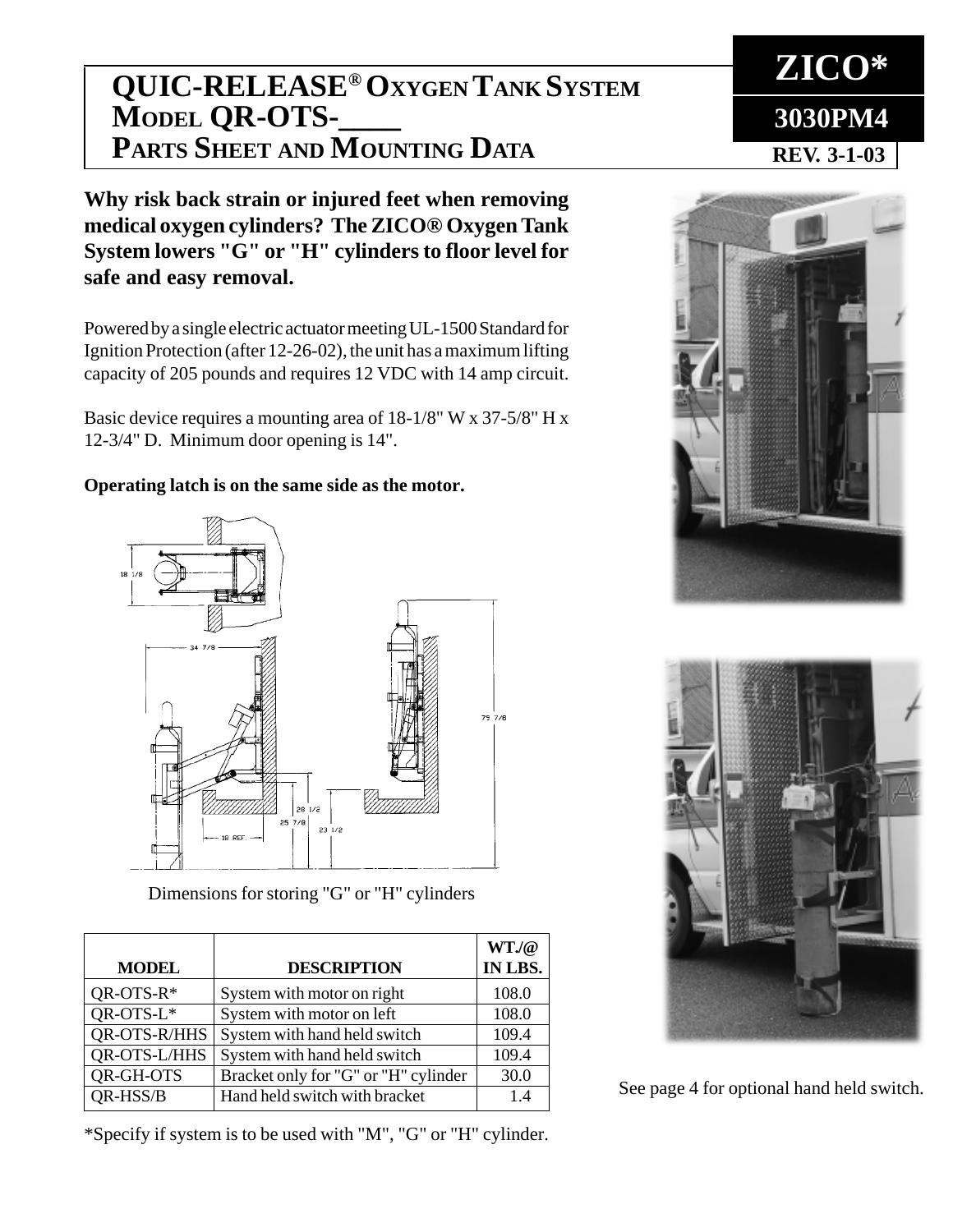# QUIC-RELEASE® OXYGEN TANK SYSTEM
# MODEL QR-OTS-____
# PARTS SHEET AND MOUNTING DATA

**ZICO***

**3030PM4**

**REV. 3-1-03**

**Why risk back strain or injured feet when removing medical oxygen cylinders? The ZICO® Oxygen Tank System lowers "G" or "H" cylinders to floor level for safe and easy removal.**

Powered by a single electric actuator meeting UL-1500 Standard for Ignition Protection (after 12-26-02), the unit has a maximum lifting capacity of 205 pounds and requires 12 VDC with 14 amp circuit.

Basic device requires a mounting area of 18-1/8" W x 37-5/8" H x 12-3/4" D. Minimum door opening is 14".

**Operating latch is on the same side as the motor.**

Dimensions for storing "G" or "H" cylinders

| MODEL | DESCRIPTION | WT./@ IN LBS. |
|---|---|---|
| QR-OTS-R* | System with motor on right | 108.0 |
| QR-OTS-L* | System with motor on left | 108.0 |
| QR-OTS-R/HHS | System with hand held switch | 109.4 |
| QR-OTS-L/HHS | System with hand held switch | 109.4 |
| QR-GH-OTS | Bracket only for "G" or "H" cylinder | 30.0 |
| QR-HSS/B | Hand held switch with bracket | 1.4 |

*Specify if system is to be used with "M", "G" or "H" cylinder.

See page 4 for optional hand held switch.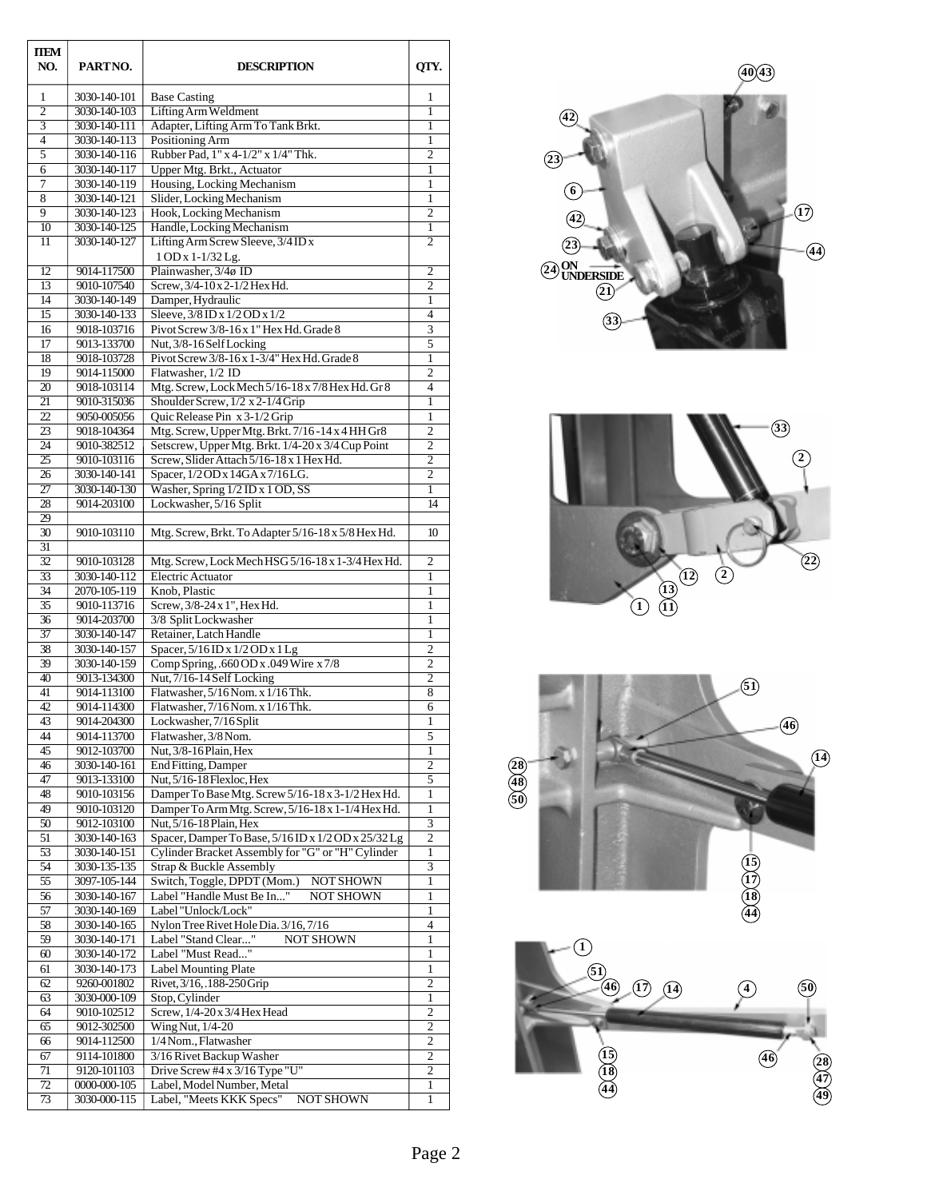| ITEM NO. | PART NO. | DESCRIPTION | QTY. |
|---|---|---|---|
| 1 | 3030-140-101 | Base Casting | 1 |
| 2 | 3030-140-103 | Lifting Arm Weldment | 1 |
| 3 | 3030-140-111 | Adapter, Lifting Arm To Tank Brkt. | 1 |
| 4 | 3030-140-113 | Positioning Arm | 1 |
| 5 | 3030-140-116 | Rubber Pad, 1" x 4-1/2" x 1/4" Thk. | 2 |
| 6 | 3030-140-117 | Upper Mtg. Brkt., Actuator | 1 |
| 7 | 3030-140-119 | Housing, Locking Mechanism | 1 |
| 8 | 3030-140-121 | Slider, Locking Mechanism | 1 |
| 9 | 3030-140-123 | Hook, Locking Mechanism | 2 |
| 10 | 3030-140-125 | Handle, Locking Mechanism | 1 |
| 11 | 3030-140-127 | Lifting Arm Screw Sleeve, 3/4 ID x 1 OD x 1-1/32 Lg. | 2 |
| 12 | 9014-117500 | Plainwasher, 3/4ø ID | 2 |
| 13 | 9010-107540 | Screw, 3/4-10 x 2-1/2 Hex Hd. | 2 |
| 14 | 3030-140-149 | Damper, Hydraulic | 1 |
| 15 | 3030-140-133 | Sleeve, 3/8 ID x 1/2 OD x 1/2 | 4 |
| 16 | 9018-103716 | Pivot Screw 3/8-16 x 1" Hex Hd. Grade 8 | 3 |
| 17 | 9013-133700 | Nut, 3/8-16 Self Locking | 5 |
| 18 | 9018-103728 | Pivot Screw 3/8-16 x 1-3/4" Hex Hd. Grade 8 | 1 |
| 19 | 9014-115000 | Flatwasher, 1/2 ID | 2 |
| 20 | 9018-103114 | Mtg. Screw, Lock Mech 5/16-18 x 7/8 Hex Hd. Gr 8 | 4 |
| 21 | 9010-315036 | Shoulder Screw, 1/2 x 2-1/4 Grip | 1 |
| 22 | 9050-005056 | Quic Release Pin x 3-1/2 Grip | 1 |
| 23 | 9018-104364 | Mtg. Screw, Upper Mtg. Brkt. 7/16 -14 x 4 HH Gr8 | 2 |
| 24 | 9010-382512 | Setscrew, Upper Mtg. Brkt. 1/4-20 x 3/4 Cup Point | 2 |
| 25 | 9010-103116 | Screw, Slider Attach 5/16-18 x 1 Hex Hd. | 2 |
| 26 | 3030-140-141 | Spacer, 1/2 OD x 14GA x 7/16 LG. | 2 |
| 27 | 3030-140-130 | Washer, Spring 1/2 ID x 1 OD, SS | 1 |
| 28 | 9014-203100 | Lockwasher, 5/16 Split | 14 |
| 29 | | | |
| 30 | 9010-103110 | Mtg. Screw, Brkt. To Adapter 5/16-18 x 5/8 Hex Hd. | 10 |
| 31 | | | |
| 32 | 9010-103128 | Mtg. Screw, Lock Mech HSG 5/16-18 x 1-3/4 Hex Hd. | 2 |
| 33 | 3030-140-112 | Electric Actuator | 1 |
| 34 | 2070-105-119 | Knob, Plastic | 1 |
| 35 | 9010-113716 | Screw, 3/8-24 x 1", Hex Hd. | 1 |
| 36 | 9014-203700 | 3/8 Split Lockwasher | 1 |
| 37 | 3030-140-147 | Retainer, Latch Handle | 1 |
| 38 | 3030-140-157 | Spacer, 5/16 ID x 1/2 OD x 1 Lg | 2 |
| 39 | 3030-140-159 | Comp Spring, .660 OD x .049 Wire x 7/8 | 2 |
| 40 | 9013-134300 | Nut, 7/16-14 Self Locking | 2 |
| 41 | 9014-113100 | Flatwasher, 5/16 Nom. x 1/16 Thk. | 8 |
| 42 | 9014-114300 | Flatwasher, 7/16 Nom. x 1/16 Thk. | 6 |
| 43 | 9014-204300 | Lockwasher, 7/16 Split | 1 |
| 44 | 9014-113700 | Flatwasher, 3/8 Nom. | 5 |
| 45 | 9012-103700 | Nut, 3/8-16 Plain, Hex | 1 |
| 46 | 3030-140-161 | End Fitting, Damper | 2 |
| 47 | 9013-133100 | Nut, 5/16-18 Flexloc, Hex | 5 |
| 48 | 9010-103156 | Damper To Base Mtg. Screw 5/16-18 x 3-1/2 Hex Hd. | 1 |
| 49 | 9010-103120 | Damper To Arm Mtg. Screw, 5/16-18 x 1-1/4 Hex Hd. | 1 |
| 50 | 9012-103100 | Nut, 5/16-18 Plain, Hex | 3 |
| 51 | 3030-140-163 | Spacer, Damper To Base, 5/16 ID x 1/2 OD x 25/32 Lg | 2 |
| 53 | 3030-140-151 | Cylinder Bracket Assembly for "G" or "H" Cylinder | 1 |
| 54 | 3030-135-135 | Strap & Buckle Assembly | 3 |
| 55 | 3097-105-144 | Switch, Toggle, DPDT (Mom.) NOT SHOWN | 1 |
| 56 | 3030-140-167 | Label "Handle Must Be In..." NOT SHOWN | 1 |
| 57 | 3030-140-169 | Label "Unlock/Lock" | 1 |
| 58 | 3030-140-165 | Nylon Tree Rivet Hole Dia. 3/16, 7/16 | 4 |
| 59 | 3030-140-171 | Label "Stand Clear..." NOT SHOWN | 1 |
| 60 | 3030-140-172 | Label "Must Read..." | 1 |
| 61 | 3030-140-173 | Label Mounting Plate | 1 |
| 62 | 9260-001802 | Rivet, 3/16, .188-250 Grip | 2 |
| 63 | 3030-000-109 | Stop, Cylinder | 1 |
| 64 | 9010-102512 | Screw, 1/4-20 x 3/4 Hex Head | 2 |
| 65 | 9012-302500 | Wing Nut, 1/4-20 | 2 |
| 66 | 9014-112500 | 1/4 Nom., Flatwasher | 2 |
| 67 | 9114-101800 | 3/16 Rivet Backup Washer | 2 |
| 71 | 9120-101103 | Drive Screw #4 x 3/16 Type "U" | 2 |
| 72 | 0000-000-105 | Label, Model Number, Metal | 1 |
| 73 | 3030-000-115 | Label, "Meets KKK Specs" NOT SHOWN | 1 |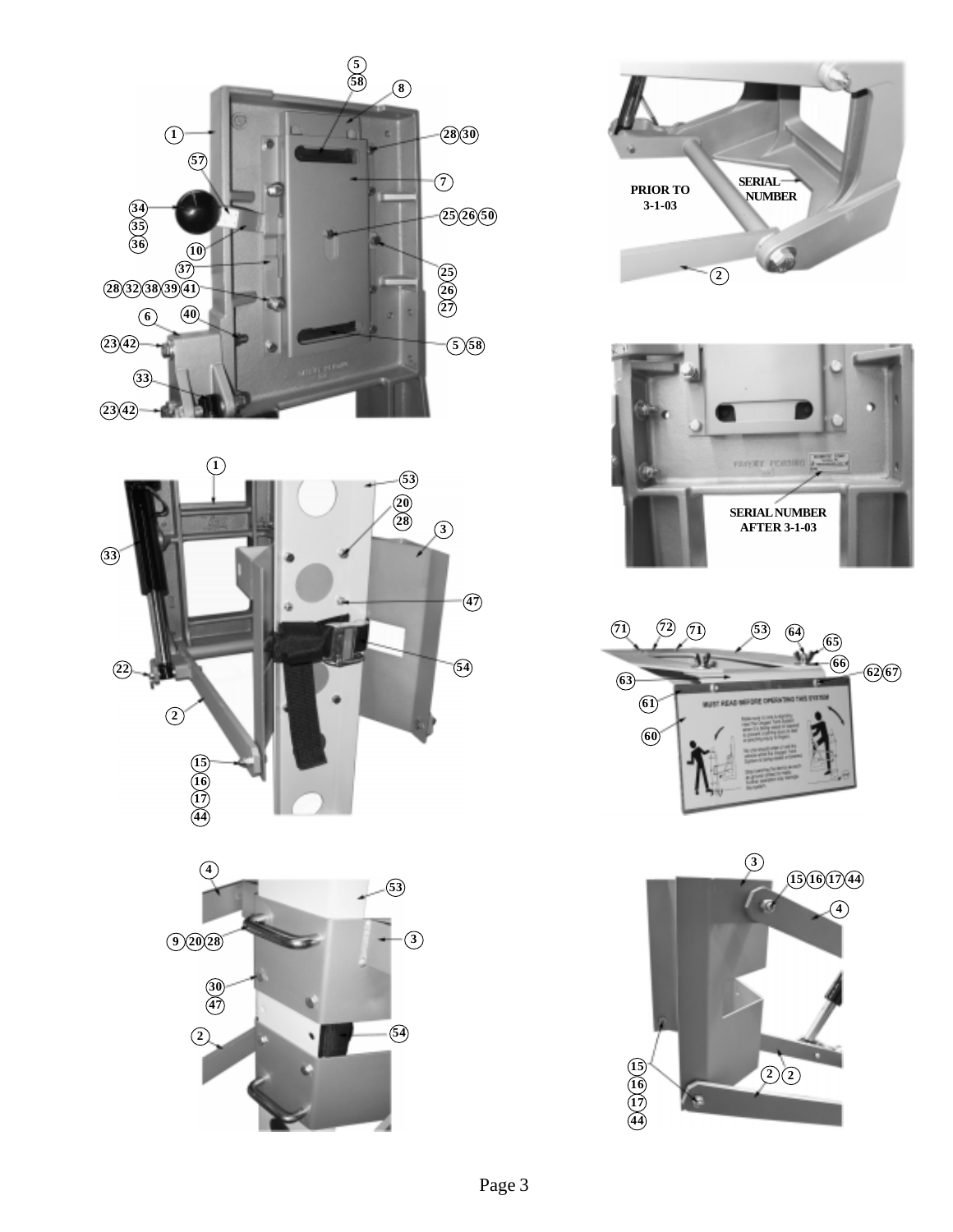PRIOR TO 3-1-03

SERIAL NUMBER

SERIAL NUMBER AFTER 3-1-03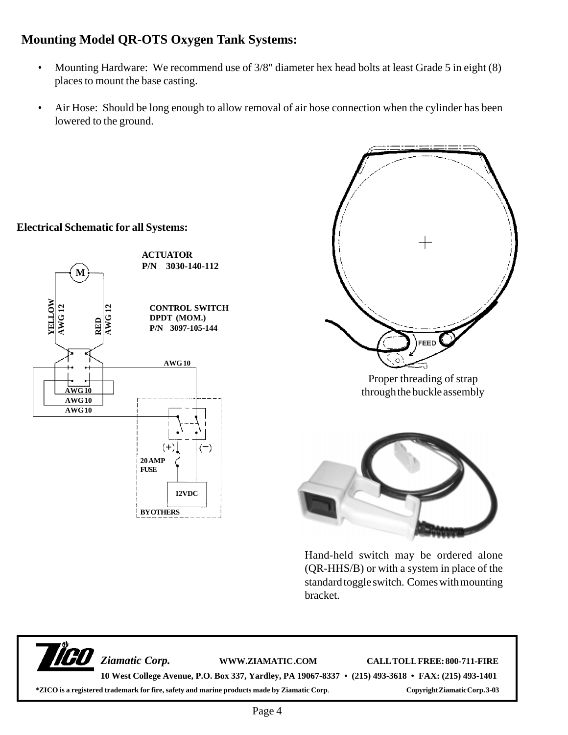## Mounting Model QR-OTS Oxygen Tank Systems:

- Mounting Hardware: We recommend use of 3/8" diameter hex head bolts at least Grade 5 in eight (8) places to mount the base casting.
- Air Hose: Should be long enough to allow removal of air hose connection when the cylinder has been lowered to the ground.

**Electrical Schematic for all Systems:**

ACTUATOR
P/N 3030-140-112

M

YELLOW
AWG 12

RED
AWG 12

CONTROL SWITCH
DPDT (MOM.)
P/N 3097-105-144

AWG 10

AWG 10
AWG 10
AWG 10

(+)
(−)

20 AMP
FUSE

12VDC

BY OTHERS

FEED

Proper threading of strap through the buckle assembly

Hand-held switch may be ordered alone (QR-HHS/B) or with a system in place of the standard toggle switch. Comes with mounting bracket.

*Ziamatic Corp.* WWW.ZIAMATIC.COM CALL TOLL FREE: 800-711-FIRE

10 West College Avenue, P.O. Box 337, Yardley, PA 19067-8337 • (215) 493-3618 • FAX: (215) 493-1401

*ZICO is a registered trademark for fire, safety and marine products made by Ziamatic Corp. Copyright Ziamatic Corp. 3-03